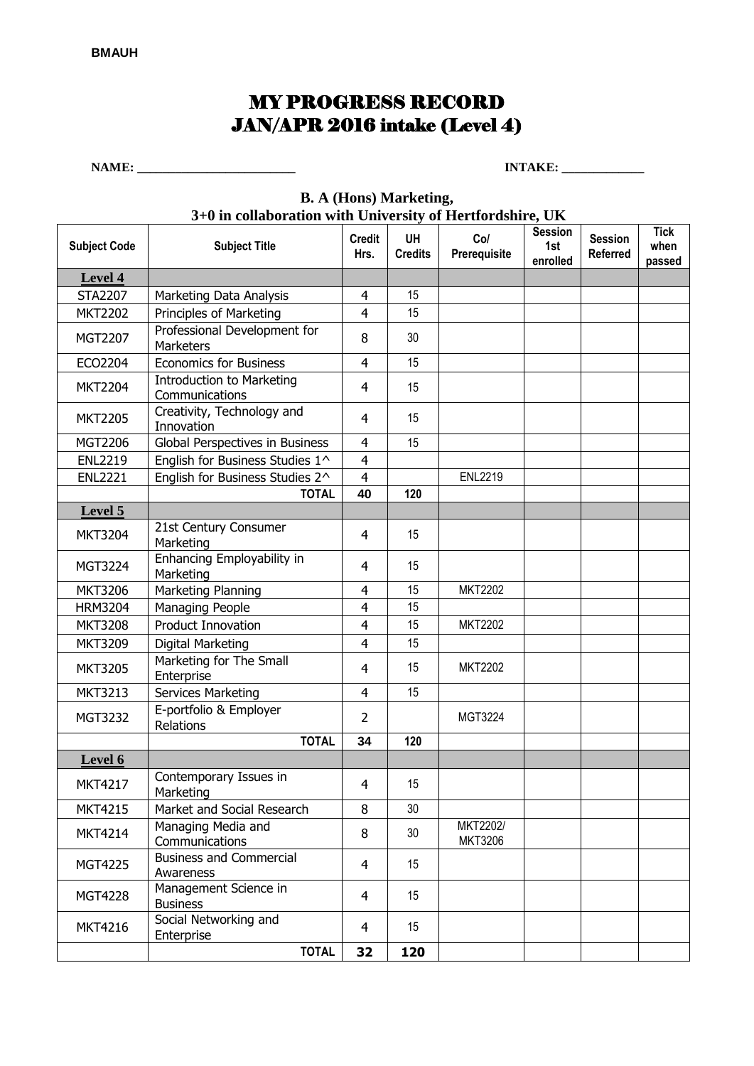BMAUH

# MY PROGRESS RECORD
# JAN/APR 2016 intake (Level 4)

**NAME: ________________________** **INTAKE: ____________**

## B. A (Hons) Marketing,
## 3+0 in collaboration with University of Hertfordshire, UK

| Subject Code | Subject Title | Credit Hrs. | UH Credits | Co/ Prerequisite | Session 1st enrolled | Session Referred | Tick when passed |
|---|---|---|---|---|---|---|---|
| **Level 4** | | | | | | | |
| STA2207 | Marketing Data Analysis | 4 | 15 | | | | |
| MKT2202 | Principles of Marketing | 4 | 15 | | | | |
| MGT2207 | Professional Development for Marketers | 8 | 30 | | | | |
| ECO2204 | Economics for Business | 4 | 15 | | | | |
| MKT2204 | Introduction to Marketing Communications | 4 | 15 | | | | |
| MKT2205 | Creativity, Technology and Innovation | 4 | 15 | | | | |
| MGT2206 | Global Perspectives in Business | 4 | 15 | | | | |
| ENL2219 | English for Business Studies 1^ | 4 | | | | | |
| ENL2221 | English for Business Studies 2^ | 4 | | ENL2219 | | | |
| | **TOTAL** | **40** | **120** | | | | |
| **Level 5** | | | | | | | |
| MKT3204 | 21st Century Consumer Marketing | 4 | 15 | | | | |
| MGT3224 | Enhancing Employability in Marketing | 4 | 15 | | | | |
| MKT3206 | Marketing Planning | 4 | 15 | MKT2202 | | | |
| HRM3204 | Managing People | 4 | 15 | | | | |
| MKT3208 | Product Innovation | 4 | 15 | MKT2202 | | | |
| MKT3209 | Digital Marketing | 4 | 15 | | | | |
| MKT3205 | Marketing for The Small Enterprise | 4 | 15 | MKT2202 | | | |
| MKT3213 | Services Marketing | 4 | 15 | | | | |
| MGT3232 | E-portfolio & Employer Relations | 2 | | MGT3224 | | | |
| | **TOTAL** | **34** | **120** | | | | |
| **Level 6** | | | | | | | |
| MKT4217 | Contemporary Issues in Marketing | 4 | 15 | | | | |
| MKT4215 | Market and Social Research | 8 | 30 | | | | |
| MKT4214 | Managing Media and Communications | 8 | 30 | MKT2202/ MKT3206 | | | |
| MGT4225 | Business and Commercial Awareness | 4 | 15 | | | | |
| MGT4228 | Management Science in Business | 4 | 15 | | | | |
| MKT4216 | Social Networking and Enterprise | 4 | 15 | | | | |
| | **TOTAL** | **32** | **120** | | | | |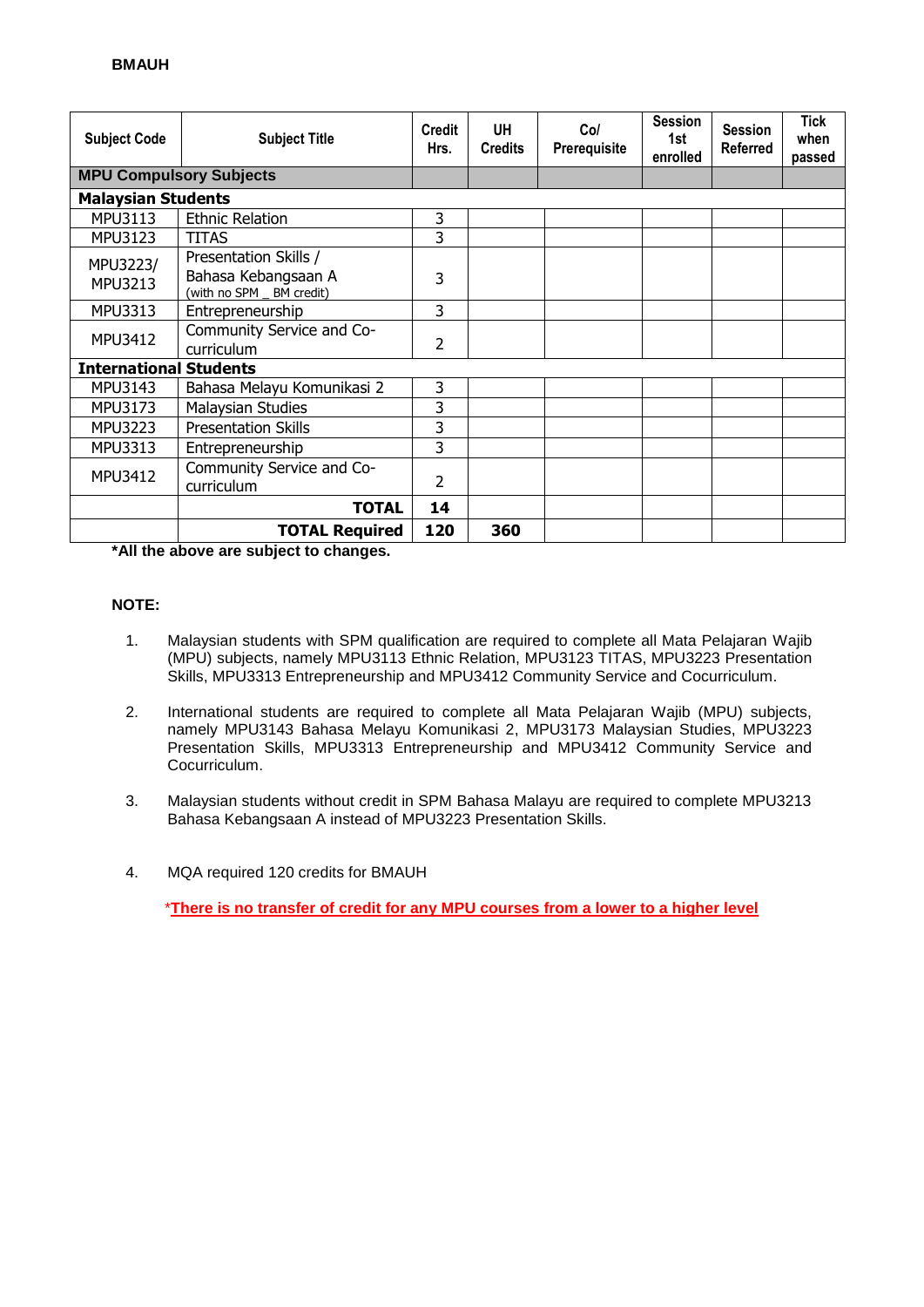**BMAUH**

| Subject Code | Subject Title | Credit Hrs. | UH Credits | Co/ Prerequisite | Session 1st enrolled | Session Referred | Tick when passed |
|---|---|---|---|---|---|---|---|
| **MPU Compulsory Subjects** | | | | | | | |
| **Malaysian Students** | | | | | | | |
| MPU3113 | Ethnic Relation | 3 | | | | | |
| MPU3123 | TITAS | 3 | | | | | |
| MPU3223/ MPU3213 | Presentation Skills / Bahasa Kebangsaan A (with no SPM _ BM credit) | 3 | | | | | |
| MPU3313 | Entrepreneurship | 3 | | | | | |
| MPU3412 | Community Service and Co-curriculum | 2 | | | | | |
| **International Students** | | | | | | | |
| MPU3143 | Bahasa Melayu Komunikasi 2 | 3 | | | | | |
| MPU3173 | Malaysian Studies | 3 | | | | | |
| MPU3223 | Presentation Skills | 3 | | | | | |
| MPU3313 | Entrepreneurship | 3 | | | | | |
| MPU3412 | Community Service and Co-curriculum | 2 | | | | | |
| | **TOTAL** | **14** | | | | | |
| | **TOTAL Required** | **120** | **360** | | | | |

**\*All the above are subject to changes.**

**NOTE:**

1. Malaysian students with SPM qualification are required to complete all Mata Pelajaran Wajib (MPU) subjects, namely MPU3113 Ethnic Relation, MPU3123 TITAS, MPU3223 Presentation Skills, MPU3313 Entrepreneurship and MPU3412 Community Service and Cocurriculum.

2. International students are required to complete all Mata Pelajaran Wajib (MPU) subjects, namely MPU3143 Bahasa Melayu Komunikasi 2, MPU3173 Malaysian Studies, MPU3223 Presentation Skills, MPU3313 Entrepreneurship and MPU3412 Community Service and Cocurriculum.

3. Malaysian students without credit in SPM Bahasa Malayu are required to complete MPU3213 Bahasa Kebangsaan A instead of MPU3223 Presentation Skills.

4. MQA required 120 credits for BMAUH

*__There is no transfer of credit for any MPU courses from a lower to a higher level__